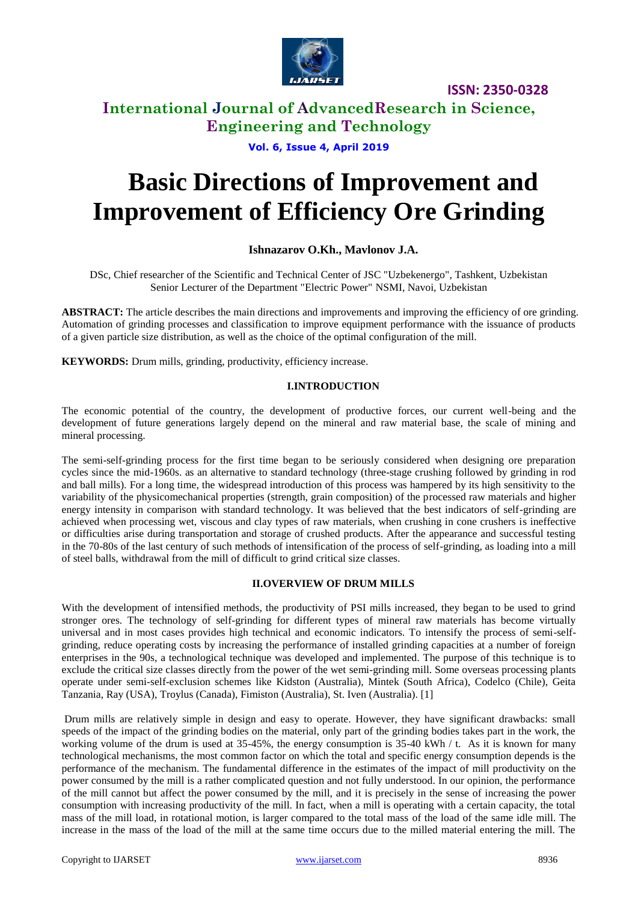# Basic Directions of Improvement and Improvement of Efficiency Ore Grinding

**Ishnazarov O.Kh., Mavlonov J.A.**

DSc, Chief researcher of the Scientific and Technical Center of JSC "Uzbekenergo", Tashkent, Uzbekistan
Senior Lecturer of the Department "Electric Power" NSMI, Navoi, Uzbekistan

**ABSTRACT:** The article describes the main directions and improvements and improving the efficiency of ore grinding. Automation of grinding processes and classification to improve equipment performance with the issuance of products of a given particle size distribution, as well as the choice of the optimal configuration of the mill.

**KEYWORDS:** Drum mills, grinding, productivity, efficiency increase.

## I.INTRODUCTION

The economic potential of the country, the development of productive forces, our current well-being and the development of future generations largely depend on the mineral and raw material base, the scale of mining and mineral processing.

The semi-self-grinding process for the first time began to be seriously considered when designing ore preparation cycles since the mid-1960s. as an alternative to standard technology (three-stage crushing followed by grinding in rod and ball mills). For a long time, the widespread introduction of this process was hampered by its high sensitivity to the variability of the physicomechanical properties (strength, grain composition) of the processed raw materials and higher energy intensity in comparison with standard technology. It was believed that the best indicators of self-grinding are achieved when processing wet, viscous and clay types of raw materials, when crushing in cone crushers is ineffective or difficulties arise during transportation and storage of crushed products. After the appearance and successful testing in the 70-80s of the last century of such methods of intensification of the process of self-grinding, as loading into a mill of steel balls, withdrawal from the mill of difficult to grind critical size classes.

## II.OVERVIEW OF DRUM MILLS

With the development of intensified methods, the productivity of PSI mills increased, they began to be used to grind stronger ores. The technology of self-grinding for different types of mineral raw materials has become virtually universal and in most cases provides high technical and economic indicators. To intensify the process of semi-self-grinding, reduce operating costs by increasing the performance of installed grinding capacities at a number of foreign enterprises in the 90s, a technological technique was developed and implemented. The purpose of this technique is to exclude the critical size classes directly from the power of the wet semi-grinding mill. Some overseas processing plants operate under semi-self-exclusion schemes like Kidston (Australia), Mintek (South Africa), Codelco (Chile), Geita Tanzania, Ray (USA), Troylus (Canada), Fimiston (Australia), St. Iven (Australia). [1]

Drum mills are relatively simple in design and easy to operate. However, they have significant drawbacks: small speeds of the impact of the grinding bodies on the material, only part of the grinding bodies takes part in the work, the working volume of the drum is used at 35-45%, the energy consumption is 35-40 kWh / t. As it is known for many technological mechanisms, the most common factor on which the total and specific energy consumption depends is the performance of the mechanism. The fundamental difference in the estimates of the impact of mill productivity on the power consumed by the mill is a rather complicated question and not fully understood. In our opinion, the performance of the mill cannot but affect the power consumed by the mill, and it is precisely in the sense of increasing the power consumption with increasing productivity of the mill. In fact, when a mill is operating with a certain capacity, the total mass of the mill load, in rotational motion, is larger compared to the total mass of the load of the same idle mill. The increase in the mass of the load of the mill at the same time occurs due to the milled material entering the mill. The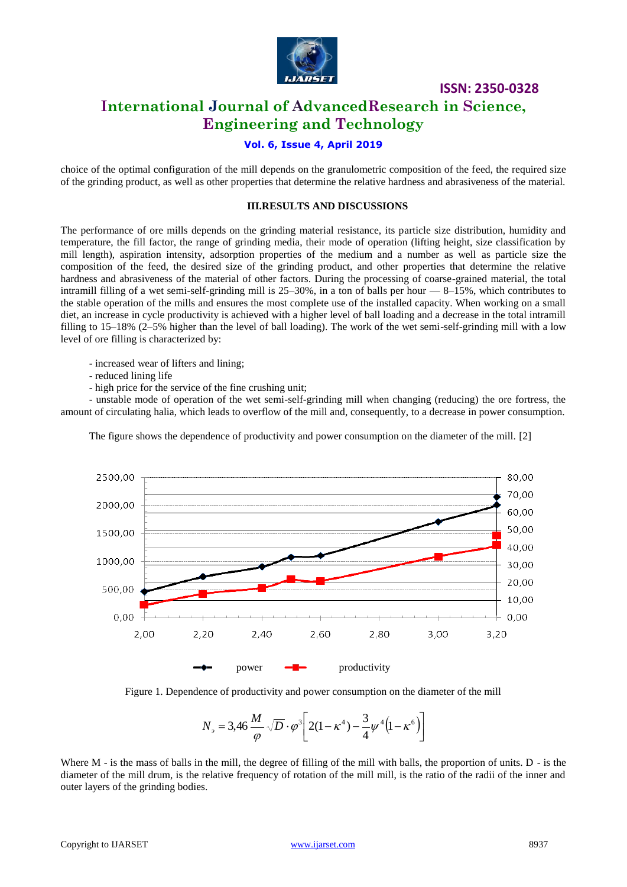choice of the optimal configuration of the mill depends on the granulometric composition of the feed, the required size of the grinding product, as well as other properties that determine the relative hardness and abrasiveness of the material.

### III.RESULTS AND DISCUSSIONS

The performance of ore mills depends on the grinding material resistance, its particle size distribution, humidity and temperature, the fill factor, the range of grinding media, their mode of operation (lifting height, size classification by mill length), aspiration intensity, adsorption properties of the medium and a number as well as particle size the composition of the feed, the desired size of the grinding product, and other properties that determine the relative hardness and abrasiveness of the material of other factors. During the processing of coarse-grained material, the total intramill filling of a wet semi-self-grinding mill is 25–30%, in a ton of balls per hour — 8–15%, which contributes to the stable operation of the mills and ensures the most complete use of the installed capacity. When working on a small diet, an increase in cycle productivity is achieved with a higher level of ball loading and a decrease in the total intramill filling to 15–18% (2–5% higher than the level of ball loading). The work of the wet semi-self-grinding mill with a low level of ore filling is characterized by:

- increased wear of lifters and lining;
- reduced lining life
- high price for the service of the fine crushing unit;
- unstable mode of operation of the wet semi-self-grinding mill when changing (reducing) the ore fortress, the amount of circulating halia, which leads to overflow of the mill and, consequently, to a decrease in power consumption.

The figure shows the dependence of productivity and power consumption on the diameter of the mill. [2]

Figure 1. Dependence of productivity and power consumption on the diameter of the mill

$$N_э = 3{,}46\frac{M}{\varphi}\sqrt{D}\cdot\varphi^3\left[2(1-\kappa^4)-\frac{3}{4}\psi^4\left(1-\kappa^6\right)\right]$$

Where M - is the mass of balls in the mill, the degree of filling of the mill with balls, the proportion of units. D - is the diameter of the mill drum, is the relative frequency of rotation of the mill mill, is the ratio of the radii of the inner and outer layers of the grinding bodies.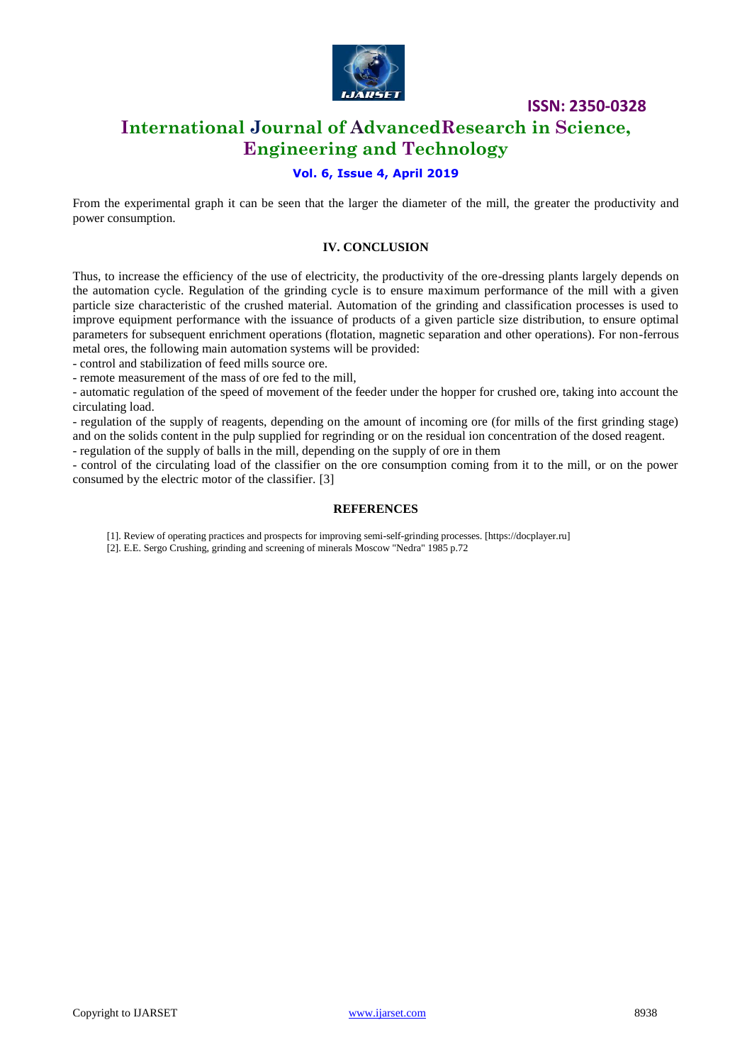From the experimental graph it can be seen that the larger the diameter of the mill, the greater the productivity and power consumption.

## IV. CONCLUSION

Thus, to increase the efficiency of the use of electricity, the productivity of the ore-dressing plants largely depends on the automation cycle. Regulation of the grinding cycle is to ensure maximum performance of the mill with a given particle size characteristic of the crushed material. Automation of the grinding and classification processes is used to improve equipment performance with the issuance of products of a given particle size distribution, to ensure optimal parameters for subsequent enrichment operations (flotation, magnetic separation and other operations). For non-ferrous metal ores, the following main automation systems will be provided:

- control and stabilization of feed mills source ore.
- remote measurement of the mass of ore fed to the mill,
- automatic regulation of the speed of movement of the feeder under the hopper for crushed ore, taking into account the circulating load.
- regulation of the supply of reagents, depending on the amount of incoming ore (for mills of the first grinding stage) and on the solids content in the pulp supplied for regrinding or on the residual ion concentration of the dosed reagent.
- regulation of the supply of balls in the mill, depending on the supply of ore in them
- control of the circulating load of the classifier on the ore consumption coming from it to the mill, or on the power consumed by the electric motor of the classifier. [3]

## REFERENCES

[1]. Review of operating practices and prospects for improving semi-self-grinding processes. [https://docplayer.ru]

[2]. E.E. Sergo Crushing, grinding and screening of minerals Moscow "Nedra" 1985 p.72